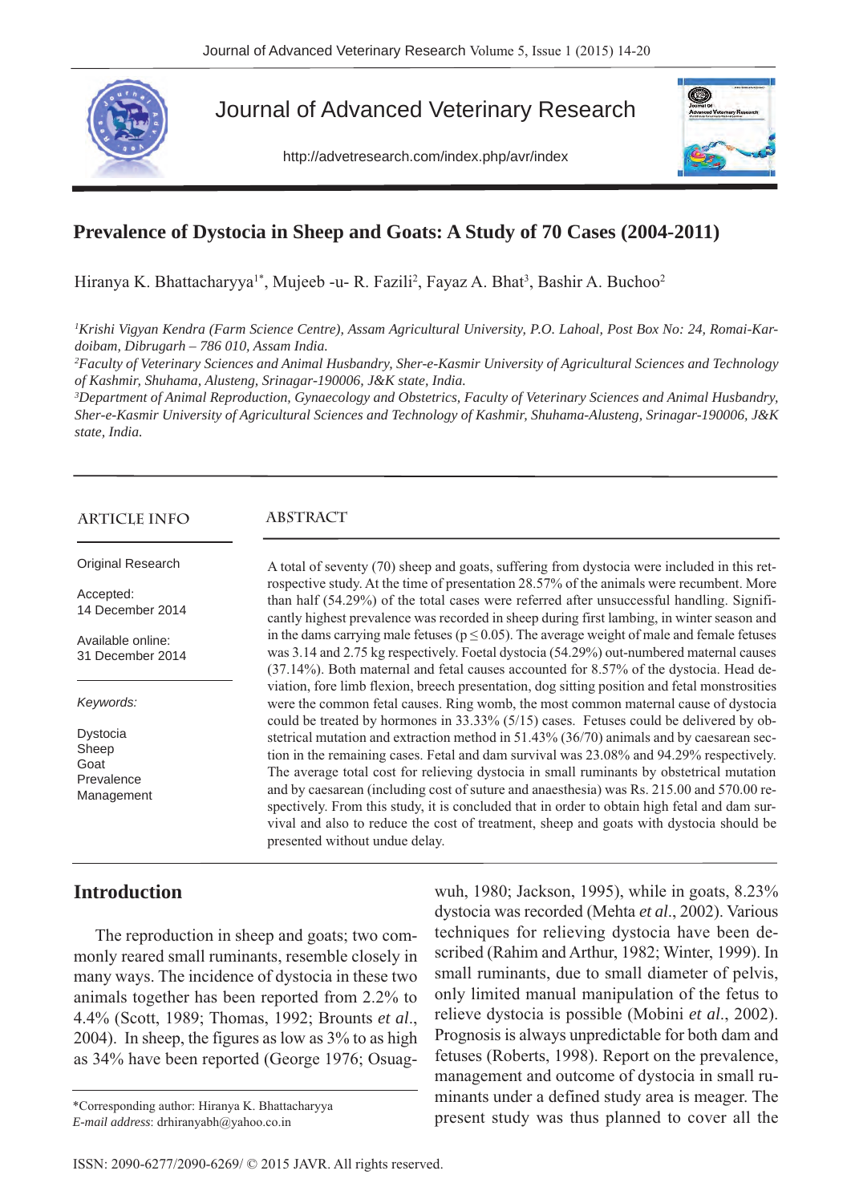# Prevalence of Dystocia in Sheep and Goats: A Study of 70 Cases (2004-2011)

Hiranya K. Bhattacharyya[1*], Mujeeb -u- R. Fazili[2], Fayaz A. Bhat[3], Bashir A. Buchoo[2]

[1]*Krishi Vigyan Kendra (Farm Science Centre), Assam Agricultural University, P.O. Lahoal, Post Box No: 24, Romai-Kardoibam, Dibrugarh – 786 010, Assam India.*
[2]*Faculty of Veterinary Sciences and Animal Husbandry, Sher-e-Kasmir University of Agricultural Sciences and Technology of Kashmir, Shuhama, Alusteng, Srinagar-190006, J&K state, India.*
[3]*Department of Animal Reproduction, Gynaecology and Obstetrics, Faculty of Veterinary Sciences and Animal Husbandry, Sher-e-Kasmir University of Agricultural Sciences and Technology of Kashmir, Shuhama-Alusteng, Srinagar-190006, J&K state, India.*

## ARTICLE INFO

Original Research

Accepted:
14 December 2014

Available online:
31 December 2014

*Keywords:*

Dystocia
Sheep
Goat
Prevalence
Management

## ABSTRACT

A total of seventy (70) sheep and goats, suffering from dystocia were included in this retrospective study. At the time of presentation 28.57% of the animals were recumbent. More than half (54.29%) of the total cases were referred after unsuccessful handling. Significantly highest prevalence was recorded in sheep during first lambing, in winter season and in the dams carrying male fetuses ($p \leq 0.05$). The average weight of male and female fetuses was 3.14 and 2.75 kg respectively. Foetal dystocia (54.29%) out-numbered maternal causes (37.14%). Both maternal and fetal causes accounted for 8.57% of the dystocia. Head deviation, fore limb flexion, breech presentation, dog sitting position and fetal monstrosities were the common fetal causes. Ring womb, the most common maternal cause of dystocia could be treated by hormones in 33.33% (5/15) cases. Fetuses could be delivered by obstetrical mutation and extraction method in 51.43% (36/70) animals and by caesarean section in the remaining cases. Fetal and dam survival was 23.08% and 94.29% respectively. The average total cost for relieving dystocia in small ruminants by obstetrical mutation and by caesarean (including cost of suture and anaesthesia) was Rs. 215.00 and 570.00 respectively. From this study, it is concluded that in order to obtain high fetal and dam survival and also to reduce the cost of treatment, sheep and goats with dystocia should be presented without undue delay.

## Introduction

The reproduction in sheep and goats; two commonly reared small ruminants, resemble closely in many ways. The incidence of dystocia in these two animals together has been reported from 2.2% to 4.4% (Scott, 1989; Thomas, 1992; Brounts *et al*., 2004). In sheep, the figures as low as 3% to as high as 34% have been reported (George 1976; Osuagwuh, 1980; Jackson, 1995), while in goats, 8.23% dystocia was recorded (Mehta *et al*., 2002). Various techniques for relieving dystocia have been described (Rahim and Arthur, 1982; Winter, 1999). In small ruminants, due to small diameter of pelvis, only limited manual manipulation of the fetus to relieve dystocia is possible (Mobini *et al*., 2002). Prognosis is always unpredictable for both dam and fetuses (Roberts, 1998). Report on the prevalence, management and outcome of dystocia in small ruminants under a defined study area is meager. The present study was thus planned to cover all the

*Corresponding author: Hiranya K. Bhattacharyya
*E-mail address*: drhiranyabh@yahoo.co.in

ISSN: 2090-6277/2090-6269/ © 2015 JAVR. All rights reserved.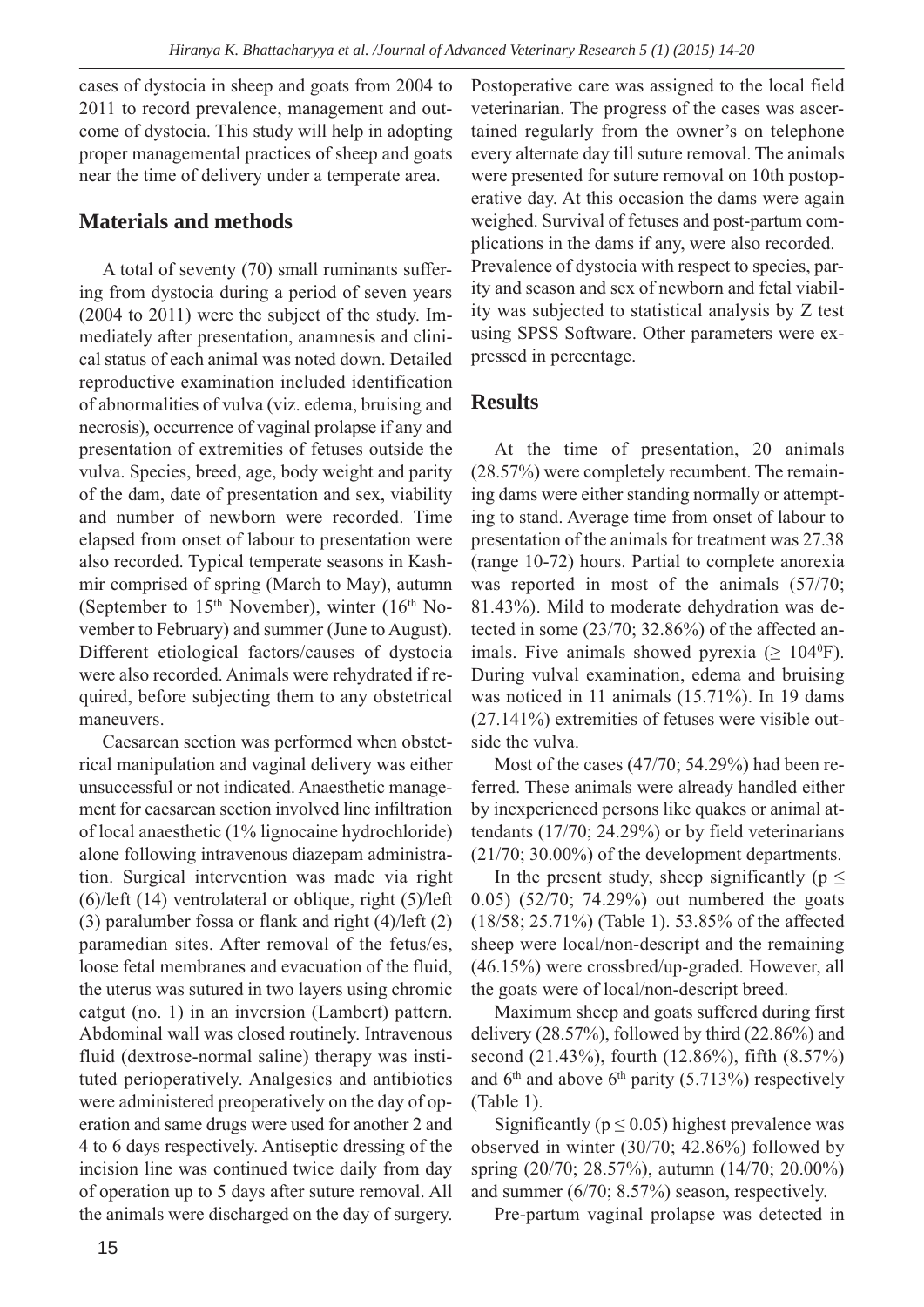cases of dystocia in sheep and goats from 2004 to 2011 to record prevalence, management and outcome of dystocia. This study will help in adopting proper managemental practices of sheep and goats near the time of delivery under a temperate area.

## Materials and methods

A total of seventy (70) small ruminants suffering from dystocia during a period of seven years (2004 to 2011) were the subject of the study. Immediately after presentation, anamnesis and clinical status of each animal was noted down. Detailed reproductive examination included identification of abnormalities of vulva (viz. edema, bruising and necrosis), occurrence of vaginal prolapse if any and presentation of extremities of fetuses outside the vulva. Species, breed, age, body weight and parity of the dam, date of presentation and sex, viability and number of newborn were recorded. Time elapsed from onset of labour to presentation were also recorded. Typical temperate seasons in Kashmir comprised of spring (March to May), autumn (September to 15th November), winter (16th November to February) and summer (June to August). Different etiological factors/causes of dystocia were also recorded. Animals were rehydrated if required, before subjecting them to any obstetrical maneuvers.

Caesarean section was performed when obstetrical manipulation and vaginal delivery was either unsuccessful or not indicated. Anaesthetic management for caesarean section involved line infiltration of local anaesthetic (1% lignocaine hydrochloride) alone following intravenous diazepam administration. Surgical intervention was made via right (6)/left (14) ventrolateral or oblique, right (5)/left (3) paralumber fossa or flank and right (4)/left (2) paramedian sites. After removal of the fetus/es, loose fetal membranes and evacuation of the fluid, the uterus was sutured in two layers using chromic catgut (no. 1) in an inversion (Lambert) pattern. Abdominal wall was closed routinely. Intravenous fluid (dextrose-normal saline) therapy was instituted perioperatively. Analgesics and antibiotics were administered preoperatively on the day of operation and same drugs were used for another 2 and 4 to 6 days respectively. Antiseptic dressing of the incision line was continued twice daily from day of operation up to 5 days after suture removal. All the animals were discharged on the day of surgery. Postoperative care was assigned to the local field veterinarian. The progress of the cases was ascertained regularly from the owner's on telephone every alternate day till suture removal. The animals were presented for suture removal on 10th postoperative day. At this occasion the dams were again weighed. Survival of fetuses and post-partum complications in the dams if any, were also recorded. Prevalence of dystocia with respect to species, parity and season and sex of newborn and fetal viability was subjected to statistical analysis by Z test using SPSS Software. Other parameters were expressed in percentage.

## Results

At the time of presentation, 20 animals (28.57%) were completely recumbent. The remaining dams were either standing normally or attempting to stand. Average time from onset of labour to presentation of the animals for treatment was 27.38 (range 10-72) hours. Partial to complete anorexia was reported in most of the animals (57/70; 81.43%). Mild to moderate dehydration was detected in some (23/70; 32.86%) of the affected animals. Five animals showed pyrexia ($\geq 104^0$F). During vulval examination, edema and bruising was noticed in 11 animals (15.71%). In 19 dams (27.141%) extremities of fetuses were visible outside the vulva.

Most of the cases (47/70; 54.29%) had been referred. These animals were already handled either by inexperienced persons like quakes or animal attendants (17/70; 24.29%) or by field veterinarians (21/70; 30.00%) of the development departments.

In the present study, sheep significantly ($p \leq 0.05$) (52/70; 74.29%) out numbered the goats (18/58; 25.71%) (Table 1). 53.85% of the affected sheep were local/non-descript and the remaining (46.15%) were crossbred/up-graded. However, all the goats were of local/non-descript breed.

Maximum sheep and goats suffered during first delivery (28.57%), followed by third (22.86%) and second (21.43%), fourth (12.86%), fifth (8.57%) and 6th and above 6th parity (5.713%) respectively (Table 1).

Significantly ($p \leq 0.05$) highest prevalence was observed in winter (30/70; 42.86%) followed by spring (20/70; 28.57%), autumn (14/70; 20.00%) and summer (6/70; 8.57%) season, respectively.

Pre-partum vaginal prolapse was detected in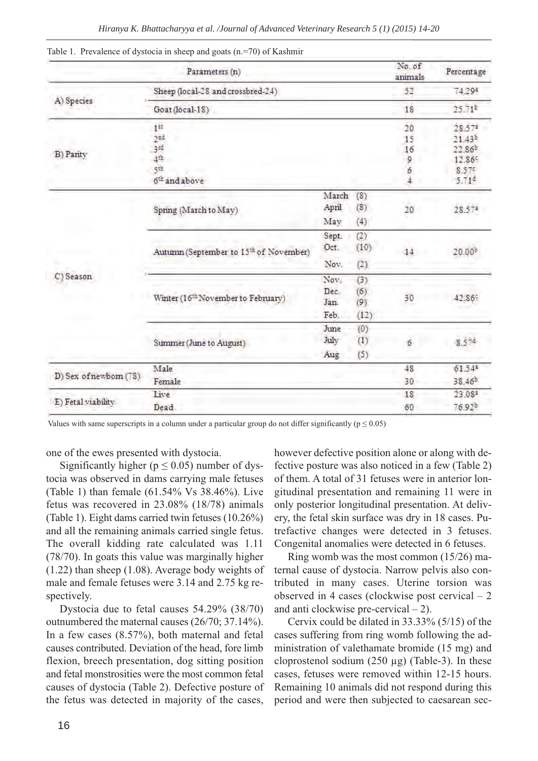Table 1. Prevalence of dystocia in sheep and goats (n.=70) of Kashmir

| Parameters (n) | | | No. of animals | Percentage |
|---|---|---|---|---|
| A) Species | Sheep (local-28 and crossbred-24) | | 52 | 74.29[a] |
| | Goat (local-18) | | 18 | 25.71[b] |
| B) Parity | 1[st] | | 20 | 28.57[a] |
| | 2[nd] | | 15 | 21.43[b] |
| | 3[rd] | | 16 | 22.86[b] |
| | 4[th] | | 9 | 12.86[c] |
| | 5[th] | | 6 | 8.57[c] |
| | 6[th] and above | | 4 | 5.71[d] |
| C) Season | Spring (March to May) | March (8), April (8), May (4) | 20 | 28.57[a] |
| | Autumn (September to 15[th] of November) | Sept. (2), Oct. (10), Nov. (2) | 14 | 20.00[b] |
| | Winter (16[th] November to February) | Nov. (3), Dec. (6), Jan. (9), Feb. (12) | 30 | 42.86[c] |
| | Summer (June to August) | June (0), July (1), Aug (5) | 6 | 8.57[d] |
| D) Sex of newborn (78) | Male | | 48 | 61.54[a] |
| | Female | | 30 | 38.46[b] |
| E) Fetal viability | Live | | 18 | 23.08[a] |
| | Dead | | 60 | 76.92[b] |

Values with same superscripts in a column under a particular group do not differ significantly ($p \leq 0.05$)

one of the ewes presented with dystocia.

Significantly higher ($p \leq 0.05$) number of dystocia was observed in dams carrying male fetuses (Table 1) than female (61.54% Vs 38.46%). Live fetus was recovered in 23.08% (18/78) animals (Table 1). Eight dams carried twin fetuses (10.26%) and all the remaining animals carried single fetus. The overall kidding rate calculated was 1.11 (78/70). In goats this value was marginally higher (1.22) than sheep (1.08). Average body weights of male and female fetuses were 3.14 and 2.75 kg respectively.

Dystocia due to fetal causes 54.29% (38/70) outnumbered the maternal causes (26/70; 37.14%). In a few cases (8.57%), both maternal and fetal causes contributed. Deviation of the head, fore limb flexion, breech presentation, dog sitting position and fetal monstrosities were the most common fetal causes of dystocia (Table 2). Defective posture of the fetus was detected in majority of the cases, however defective position alone or along with defective posture was also noticed in a few (Table 2) of them. A total of 31 fetuses were in anterior longitudinal presentation and remaining 11 were in only posterior longitudinal presentation. At delivery, the fetal skin surface was dry in 18 cases. Putrefactive changes were detected in 3 fetuses. Congenital anomalies were detected in 6 fetuses.

Ring womb was the most common (15/26) maternal cause of dystocia. Narrow pelvis also contributed in many cases. Uterine torsion was observed in 4 cases (clockwise post cervical – 2 and anti clockwise pre-cervical – 2).

Cervix could be dilated in 33.33% (5/15) of the cases suffering from ring womb following the administration of valethamate bromide (15 mg) and cloprostenol sodium (250 µg) (Table-3). In these cases, fetuses were removed within 12-15 hours. Remaining 10 animals did not respond during this period and were then subjected to caesarean sec-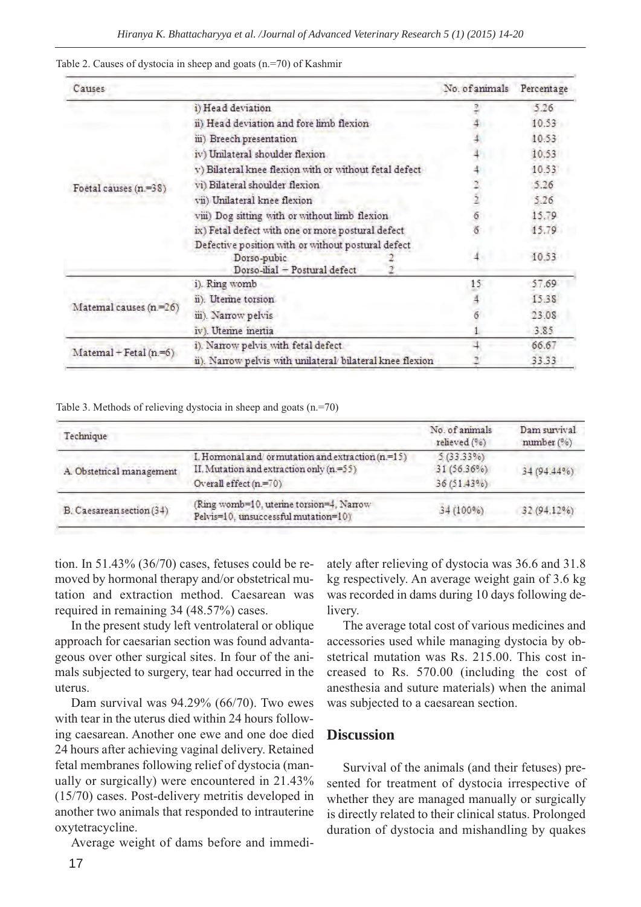Table 2. Causes of dystocia in sheep and goats (n.=70) of Kashmir

| Causes | | No. of animals | Percentage |
|---|---|---|---|
| Foetal causes (n.=38) | i) Head deviation | 2 | 5.26 |
| | ii) Head deviation and fore limb flexion | 4 | 10.53 |
| | iii) Breech presentation | 4 | 10.53 |
| | iv) Unilateral shoulder flexion | 4 | 10.53 |
| | v) Bilateral knee flexion with or without fetal defect | 4 | 10.53 |
| | vi) Bilateral shoulder flexion | 2 | 5.26 |
| | vii) Unilateral knee flexion | 2 | 5.26 |
| | viii) Dog sitting with or without limb flexion | 6 | 15.79 |
| | ix) Fetal defect with one or more postural defect | 6 | 15.79 |
| | Defective position with or without postural defect<br>Dorso-pubic 2<br>Dorso-ilial + Postural defect 2 | 4 | 10.53 |
| Maternal causes (n.=26) | i). Ring womb | 15 | 57.69 |
| | ii). Uterine torsion | 4 | 15.38 |
| | iii). Narrow pelvis | 6 | 23.08 |
| | iv). Uterine inertia | 1 | 3.85 |
| Maternal + Fetal (n.=6) | i). Narrow pelvis with fetal defect | 4 | 66.67 |
| | ii). Narrow pelvis with unilateral/ bilateral knee flexion | 2 | 33.33 |

Table 3. Methods of relieving dystocia in sheep and goats (n.=70)

| Technique | | No. of animals relieved (%) | Dam survival number (%) |
|---|---|---|---|
| A. Obstetrical management | I. Hormonal and/ or mutation and extraction (n.=15) | 5 (33.33%) | 34 (94.44%) |
| | II. Mutation and extraction only (n.=55) | 31 (56.36%) | |
| | Overall effect (n.=70) | 36 (51.43%) | |
| B. Caesarean section (34) | (Ring womb=10, uterine torsion=4, Narrow Pelvis=10, unsuccessful mutation=10) | 34 (100%) | 32 (94.12%) |

tion. In 51.43% (36/70) cases, fetuses could be removed by hormonal therapy and/or obstetrical mutation and extraction method. Caesarean was required in remaining 34 (48.57%) cases.

In the present study left ventrolateral or oblique approach for caesarian section was found advantageous over other surgical sites. In four of the animals subjected to surgery, tear had occurred in the uterus.

Dam survival was 94.29% (66/70). Two ewes with tear in the uterus died within 24 hours following caesarean. Another one ewe and one doe died 24 hours after achieving vaginal delivery. Retained fetal membranes following relief of dystocia (manually or surgically) were encountered in 21.43% (15/70) cases. Post-delivery metritis developed in another two animals that responded to intrauterine oxytetracycline.

Average weight of dams before and immediately after relieving of dystocia was 36.6 and 31.8 kg respectively. An average weight gain of 3.6 kg was recorded in dams during 10 days following delivery.

The average total cost of various medicines and accessories used while managing dystocia by obstetrical mutation was Rs. 215.00. This cost increased to Rs. 570.00 (including the cost of anesthesia and suture materials) when the animal was subjected to a caesarean section.

## Discussion

Survival of the animals (and their fetuses) presented for treatment of dystocia irrespective of whether they are managed manually or surgically is directly related to their clinical status. Prolonged duration of dystocia and mishandling by quakes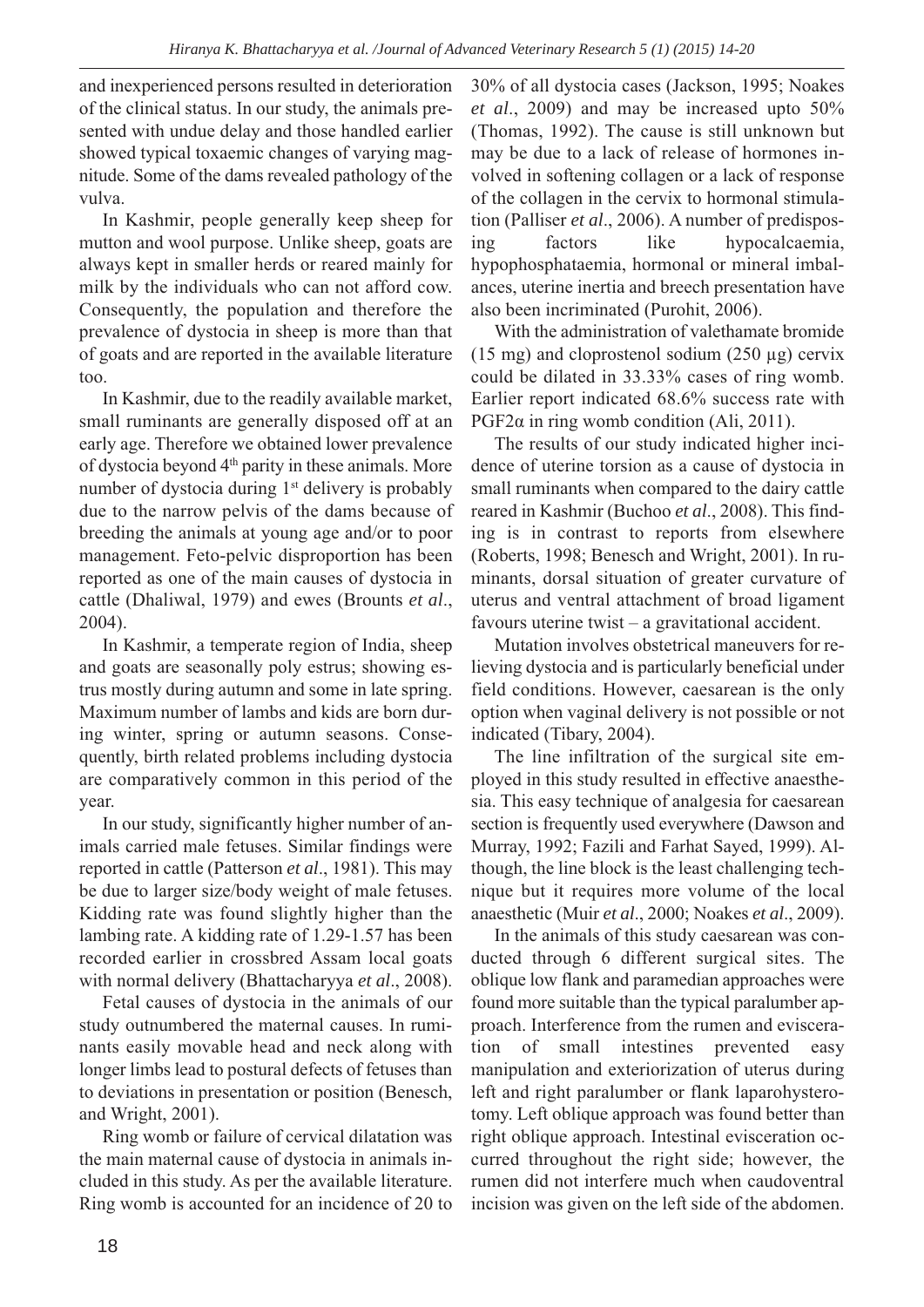and inexperienced persons resulted in deterioration of the clinical status. In our study, the animals presented with undue delay and those handled earlier showed typical toxaemic changes of varying magnitude. Some of the dams revealed pathology of the vulva.

In Kashmir, people generally keep sheep for mutton and wool purpose. Unlike sheep, goats are always kept in smaller herds or reared mainly for milk by the individuals who can not afford cow. Consequently, the population and therefore the prevalence of dystocia in sheep is more than that of goats and are reported in the available literature too.

In Kashmir, due to the readily available market, small ruminants are generally disposed off at an early age. Therefore we obtained lower prevalence of dystocia beyond 4th parity in these animals. More number of dystocia during 1st delivery is probably due to the narrow pelvis of the dams because of breeding the animals at young age and/or to poor management. Feto-pelvic disproportion has been reported as one of the main causes of dystocia in cattle (Dhaliwal, 1979) and ewes (Brounts *et al*., 2004).

In Kashmir, a temperate region of India, sheep and goats are seasonally poly estrus; showing estrus mostly during autumn and some in late spring. Maximum number of lambs and kids are born during winter, spring or autumn seasons. Consequently, birth related problems including dystocia are comparatively common in this period of the year.

In our study, significantly higher number of animals carried male fetuses. Similar findings were reported in cattle (Patterson *et al*., 1981). This may be due to larger size/body weight of male fetuses. Kidding rate was found slightly higher than the lambing rate. A kidding rate of 1.29-1.57 has been recorded earlier in crossbred Assam local goats with normal delivery (Bhattacharyya *et al*., 2008).

Fetal causes of dystocia in the animals of our study outnumbered the maternal causes. In ruminants easily movable head and neck along with longer limbs lead to postural defects of fetuses than to deviations in presentation or position (Benesch, and Wright, 2001).

Ring womb or failure of cervical dilatation was the main maternal cause of dystocia in animals included in this study. As per the available literature. Ring womb is accounted for an incidence of 20 to 30% of all dystocia cases (Jackson, 1995; Noakes *et al*., 2009) and may be increased upto 50% (Thomas, 1992). The cause is still unknown but may be due to a lack of release of hormones involved in softening collagen or a lack of response of the collagen in the cervix to hormonal stimulation (Palliser *et al*., 2006). A number of predisposing factors like hypocalcaemia, hypophosphataemia, hormonal or mineral imbalances, uterine inertia and breech presentation have also been incriminated (Purohit, 2006).

With the administration of valethamate bromide (15 mg) and cloprostenol sodium (250 µg) cervix could be dilated in 33.33% cases of ring womb. Earlier report indicated 68.6% success rate with $PGF2\alpha$ in ring womb condition (Ali, 2011).

The results of our study indicated higher incidence of uterine torsion as a cause of dystocia in small ruminants when compared to the dairy cattle reared in Kashmir (Buchoo *et al*., 2008). This finding is in contrast to reports from elsewhere (Roberts, 1998; Benesch and Wright, 2001). In ruminants, dorsal situation of greater curvature of uterus and ventral attachment of broad ligament favours uterine twist – a gravitational accident.

Mutation involves obstetrical maneuvers for relieving dystocia and is particularly beneficial under field conditions. However, caesarean is the only option when vaginal delivery is not possible or not indicated (Tibary, 2004).

The line infiltration of the surgical site employed in this study resulted in effective anaesthesia. This easy technique of analgesia for caesarean section is frequently used everywhere (Dawson and Murray, 1992; Fazili and Farhat Sayed, 1999). Although, the line block is the least challenging technique but it requires more volume of the local anaesthetic (Muir *et al*., 2000; Noakes *et al*., 2009).

In the animals of this study caesarean was conducted through 6 different surgical sites. The oblique low flank and paramedian approaches were found more suitable than the typical paralumber approach. Interference from the rumen and evisceration of small intestines prevented easy manipulation and exteriorization of uterus during left and right paralumber or flank laparohysterotomy. Left oblique approach was found better than right oblique approach. Intestinal evisceration occurred throughout the right side; however, the rumen did not interfere much when caudoventral incision was given on the left side of the abdomen.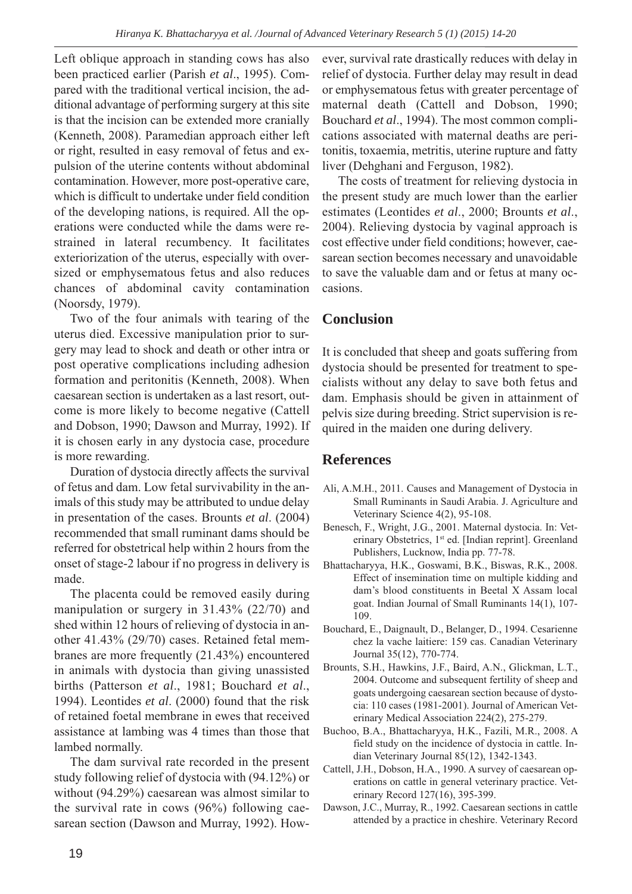Left oblique approach in standing cows has also been practiced earlier (Parish *et al*., 1995). Compared with the traditional vertical incision, the additional advantage of performing surgery at this site is that the incision can be extended more cranially (Kenneth, 2008). Paramedian approach either left or right, resulted in easy removal of fetus and expulsion of the uterine contents without abdominal contamination. However, more post-operative care, which is difficult to undertake under field condition of the developing nations, is required. All the operations were conducted while the dams were restrained in lateral recumbency. It facilitates exteriorization of the uterus, especially with oversized or emphysematous fetus and also reduces chances of abdominal cavity contamination (Noorsdy, 1979).

Two of the four animals with tearing of the uterus died. Excessive manipulation prior to surgery may lead to shock and death or other intra or post operative complications including adhesion formation and peritonitis (Kenneth, 2008). When caesarean section is undertaken as a last resort, outcome is more likely to become negative (Cattell and Dobson, 1990; Dawson and Murray, 1992). If it is chosen early in any dystocia case, procedure is more rewarding.

Duration of dystocia directly affects the survival of fetus and dam. Low fetal survivability in the animals of this study may be attributed to undue delay in presentation of the cases. Brounts *et al*. (2004) recommended that small ruminant dams should be referred for obstetrical help within 2 hours from the onset of stage-2 labour if no progress in delivery is made.

The placenta could be removed easily during manipulation or surgery in 31.43% (22/70) and shed within 12 hours of relieving of dystocia in another 41.43% (29/70) cases. Retained fetal membranes are more frequently (21.43%) encountered in animals with dystocia than giving unassisted births (Patterson *et al*., 1981; Bouchard *et al*., 1994). Leontides *et al*. (2000) found that the risk of retained foetal membrane in ewes that received assistance at lambing was 4 times than those that lambed normally.

The dam survival rate recorded in the present study following relief of dystocia with (94.12%) or without (94.29%) caesarean was almost similar to the survival rate in cows (96%) following caesarean section (Dawson and Murray, 1992). However, survival rate drastically reduces with delay in relief of dystocia. Further delay may result in dead or emphysematous fetus with greater percentage of maternal death (Cattell and Dobson, 1990; Bouchard *et al*., 1994). The most common complications associated with maternal deaths are peritonitis, toxaemia, metritis, uterine rupture and fatty liver (Dehghani and Ferguson, 1982).

The costs of treatment for relieving dystocia in the present study are much lower than the earlier estimates (Leontides *et al*., 2000; Brounts *et al*., 2004). Relieving dystocia by vaginal approach is cost effective under field conditions; however, caesarean section becomes necessary and unavoidable to save the valuable dam and or fetus at many occasions.

## Conclusion

It is concluded that sheep and goats suffering from dystocia should be presented for treatment to specialists without any delay to save both fetus and dam. Emphasis should be given in attainment of pelvis size during breeding. Strict supervision is required in the maiden one during delivery.

## References

Ali, A.M.H., 2011. Causes and Management of Dystocia in Small Ruminants in Saudi Arabia. J. Agriculture and Veterinary Science 4(2), 95-108.

Benesch, F., Wright, J.G., 2001. Maternal dystocia. In: Veterinary Obstetrics, 1st ed. [Indian reprint]. Greenland Publishers, Lucknow, India pp. 77-78.

Bhattacharyya, H.K., Goswami, B.K., Biswas, R.K., 2008. Effect of insemination time on multiple kidding and dam's blood constituents in Beetal X Assam local goat. Indian Journal of Small Ruminants 14(1), 107-109.

Bouchard, E., Daignault, D., Belanger, D., 1994. Cesarienne chez la vache laitiere: 159 cas. Canadian Veterinary Journal 35(12), 770-774.

Brounts, S.H., Hawkins, J.F., Baird, A.N., Glickman, L.T., 2004. Outcome and subsequent fertility of sheep and goats undergoing caesarean section because of dystocia: 110 cases (1981-2001). Journal of American Veterinary Medical Association 224(2), 275-279.

Buchoo, B.A., Bhattacharyya, H.K., Fazili, M.R., 2008. A field study on the incidence of dystocia in cattle. Indian Veterinary Journal 85(12), 1342-1343.

Cattell, J.H., Dobson, H.A., 1990. A survey of caesarean operations on cattle in general veterinary practice. Veterinary Record 127(16), 395-399.

Dawson, J.C., Murray, R., 1992. Caesarean sections in cattle attended by a practice in cheshire. Veterinary Record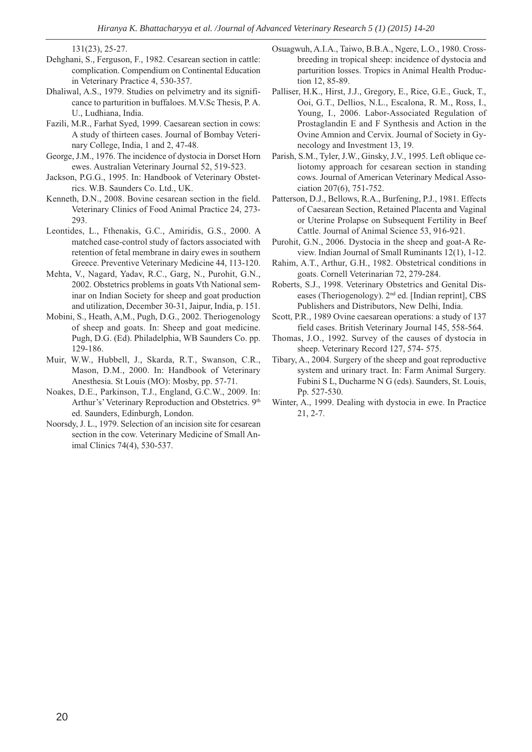131(23), 25-27.

Dehghani, S., Ferguson, F., 1982. Cesarean section in cattle: complication. Compendium on Continental Education in Veterinary Practice 4, 530-357.

Dhaliwal, A.S., 1979. Studies on pelvimetry and its significance to parturition in buffaloes. M.V.Sc Thesis, P. A. U., Ludhiana, India.

Fazili, M.R., Farhat Syed, 1999. Caesarean section in cows: A study of thirteen cases. Journal of Bombay Veterinary College, India, 1 and 2, 47-48.

George, J.M., 1976. The incidence of dystocia in Dorset Horn ewes. Australian Veterinary Journal 52, 519-523.

Jackson, P.G.G., 1995. In: Handbook of Veterinary Obstetrics. W.B. Saunders Co. Ltd., UK.

Kenneth, D.N., 2008. Bovine cesarean section in the field. Veterinary Clinics of Food Animal Practice 24, 273-293.

Leontides, L., Fthenakis, G.C., Amiridis, G.S., 2000. A matched case-control study of factors associated with retention of fetal membrane in dairy ewes in southern Greece. Preventive Veterinary Medicine 44, 113-120.

Mehta, V., Nagard, Yadav, R.C., Garg, N., Purohit, G.N., 2002. Obstetrics problems in goats Vth National seminar on Indian Society for sheep and goat production and utilization, December 30-31, Jaipur, India, p. 151.

Mobini, S., Heath, A,M., Pugh, D.G., 2002. Theriogenology of sheep and goats. In: Sheep and goat medicine. Pugh, D.G. (Ed). Philadelphia, WB Saunders Co. pp. 129-186.

Muir, W.W., Hubbell, J., Skarda, R.T., Swanson, C.R., Mason, D.M., 2000. In: Handbook of Veterinary Anesthesia. St Louis (MO): Mosby, pp. 57-71.

Noakes, D.E., Parkinson, T.J., England, G.C.W., 2009. In: Arthur's' Veterinary Reproduction and Obstetrics. 9th ed. Saunders, Edinburgh, London.

Noorsdy, J. L., 1979. Selection of an incision site for cesarean section in the cow. Veterinary Medicine of Small Animal Clinics 74(4), 530-537.

Osuagwuh, A.I.A., Taiwo, B.B.A., Ngere, L.O., 1980. Crossbreeding in tropical sheep: incidence of dystocia and parturition losses. Tropics in Animal Health Production 12, 85-89.

Palliser, H.K., Hirst, J.J., Gregory, E., Rice, G.E., Guck, T., Ooi, G.T., Dellios, N.L., Escalona, R. M., Ross, I., Young, I., 2006. Labor-Associated Regulation of Prostaglandin E and F Synthesis and Action in the Ovine Amnion and Cervix. Journal of Society in Gynecology and Investment 13, 19.

Parish, S.M., Tyler, J.W., Ginsky, J.V., 1995. Left oblique celiotomy approach for cesarean section in standing cows. Journal of American Veterinary Medical Association 207(6), 751-752.

Patterson, D.J., Bellows, R.A., Burfening, P.J., 1981. Effects of Caesarean Section, Retained Placenta and Vaginal or Uterine Prolapse on Subsequent Fertility in Beef Cattle. Journal of Animal Science 53, 916-921.

Purohit, G.N., 2006. Dystocia in the sheep and goat-A Review. Indian Journal of Small Ruminants 12(1), 1-12.

Rahim, A.T., Arthur, G.H., 1982. Obstetrical conditions in goats. Cornell Veterinarian 72, 279-284.

Roberts, S.J., 1998. Veterinary Obstetrics and Genital Diseases (Theriogenology). 2nd ed. [Indian reprint], CBS Publishers and Distributors, New Delhi, India.

Scott, P.R., 1989 Ovine caesarean operations: a study of 137 field cases. British Veterinary Journal 145, 558-564.

Thomas, J.O., 1992. Survey of the causes of dystocia in sheep. Veterinary Record 127, 574- 575.

Tibary, A., 2004. Surgery of the sheep and goat reproductive system and urinary tract. In: Farm Animal Surgery. Fubini S L, Ducharme N G (eds). Saunders, St. Louis, Pp. 527-530.

Winter, A., 1999. Dealing with dystocia in ewe. In Practice 21, 2-7.